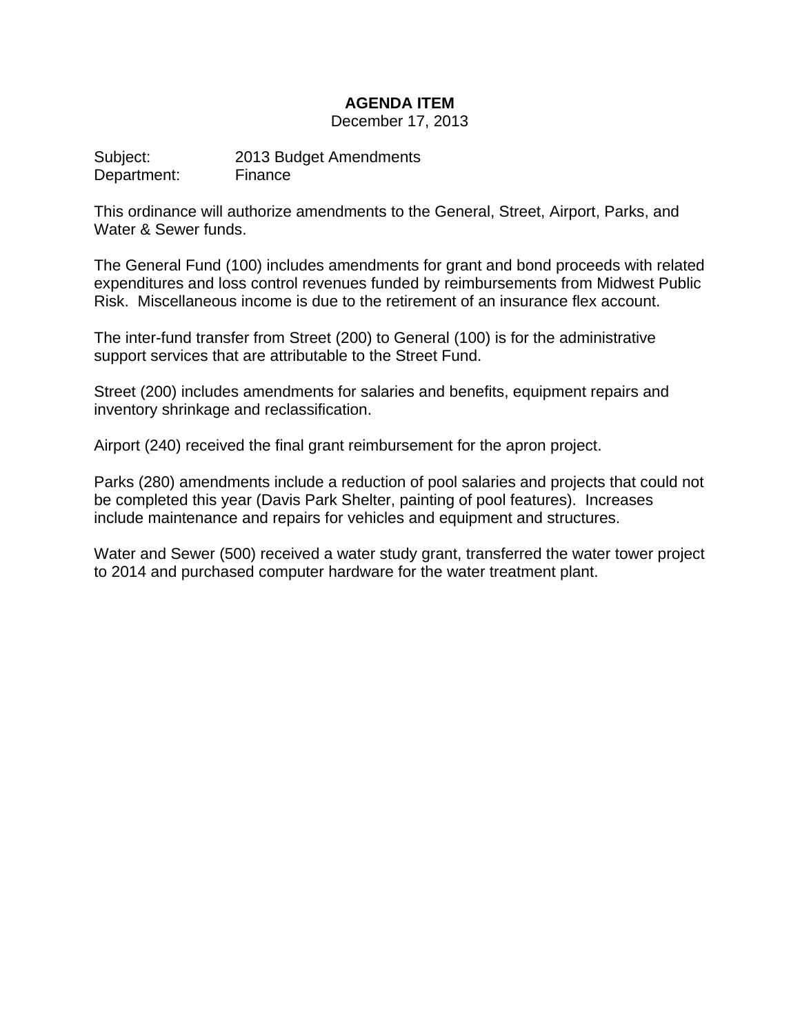**AGENDA ITEM**

December 17, 2013

Subject: 2013 Budget Amendments
Department: Finance

This ordinance will authorize amendments to the General, Street, Airport, Parks, and Water & Sewer funds.

The General Fund (100) includes amendments for grant and bond proceeds with related expenditures and loss control revenues funded by reimbursements from Midwest Public Risk. Miscellaneous income is due to the retirement of an insurance flex account.

The inter-fund transfer from Street (200) to General (100) is for the administrative support services that are attributable to the Street Fund.

Street (200) includes amendments for salaries and benefits, equipment repairs and inventory shrinkage and reclassification.

Airport (240) received the final grant reimbursement for the apron project.

Parks (280) amendments include a reduction of pool salaries and projects that could not be completed this year (Davis Park Shelter, painting of pool features). Increases include maintenance and repairs for vehicles and equipment and structures.

Water and Sewer (500) received a water study grant, transferred the water tower project to 2014 and purchased computer hardware for the water treatment plant.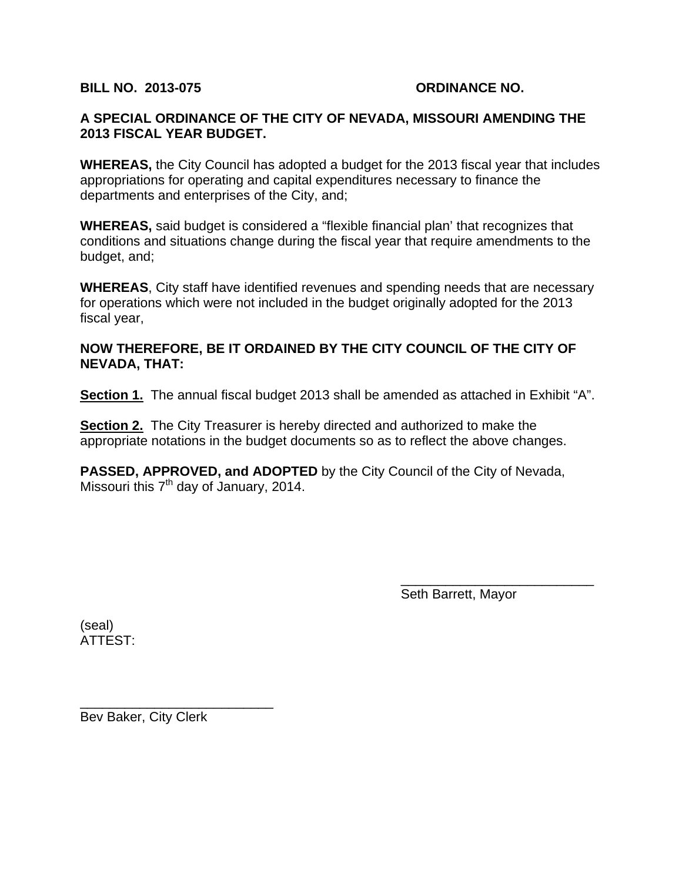**BILL NO. 2013-075** **ORDINANCE NO.**

**A SPECIAL ORDINANCE OF THE CITY OF NEVADA, MISSOURI AMENDING THE 2013 FISCAL YEAR BUDGET.**

**WHEREAS,** the City Council has adopted a budget for the 2013 fiscal year that includes appropriations for operating and capital expenditures necessary to finance the departments and enterprises of the City, and;

**WHEREAS,** said budget is considered a "flexible financial plan' that recognizes that conditions and situations change during the fiscal year that require amendments to the budget, and;

**WHEREAS**, City staff have identified revenues and spending needs that are necessary for operations which were not included in the budget originally adopted for the 2013 fiscal year,

**NOW THEREFORE, BE IT ORDAINED BY THE CITY COUNCIL OF THE CITY OF NEVADA, THAT:**

**Section 1.** The annual fiscal budget 2013 shall be amended as attached in Exhibit "A".

**Section 2.** The City Treasurer is hereby directed and authorized to make the appropriate notations in the budget documents so as to reflect the above changes.

**PASSED, APPROVED, and ADOPTED** by the City Council of the City of Nevada, Missouri this 7th day of January, 2014.

___________________________
Seth Barrett, Mayor

(seal)
ATTEST:

___________________________
Bev Baker, City Clerk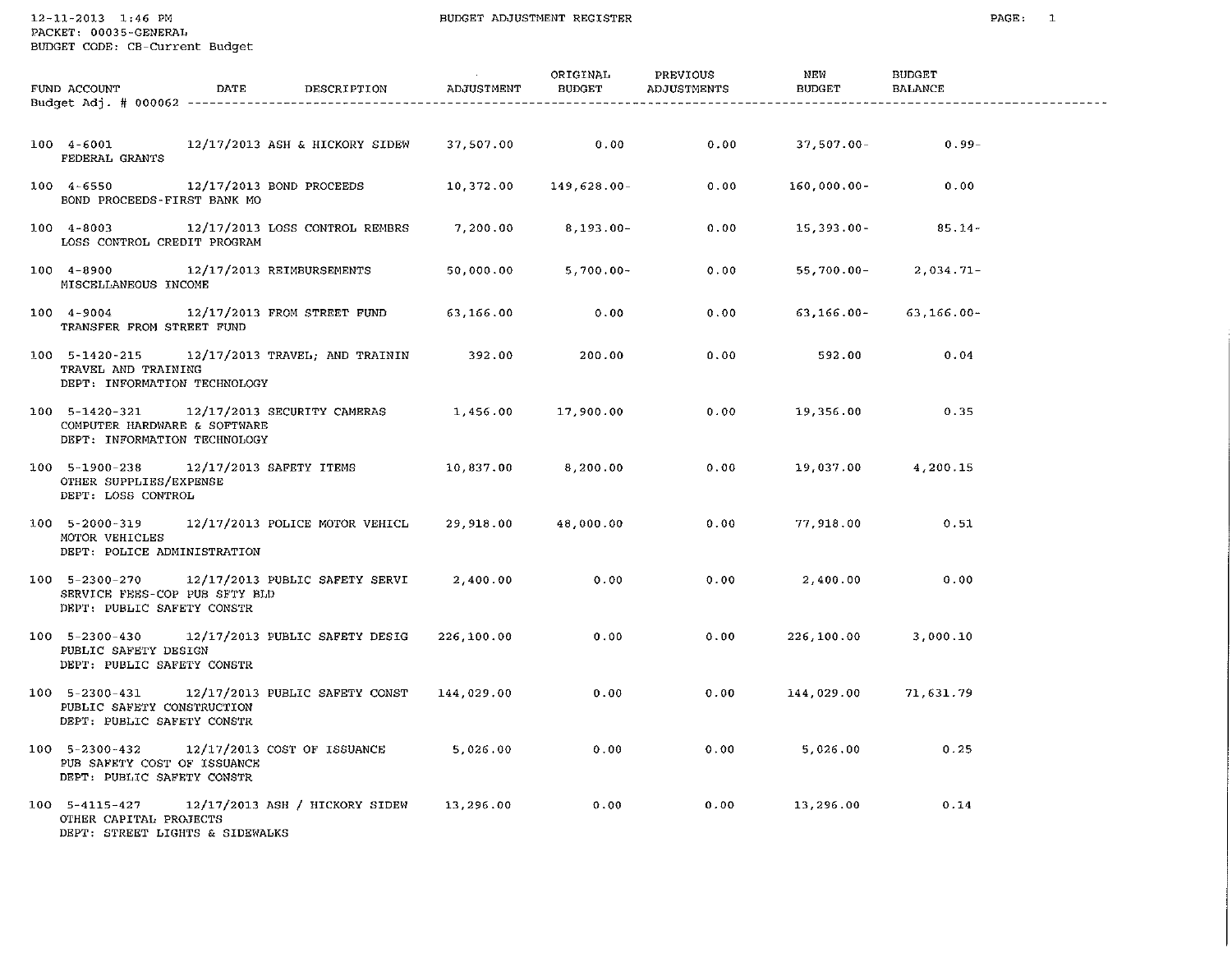12-11-2013 1:46 PM

BUDGET ADJUSTMENT REGISTER

PACKET: 00035-GENERAL

BUDGET CODE: CB-Current Budget

Budget Adj. # 000062

| FUND ACCOUNT | DATE | DESCRIPTION | ADJUSTMENT | ORIGINAL BUDGET | PREVIOUS ADJUSTMENTS | NEW BUDGET | BUDGET BALANCE |
|---|---|---|---|---|---|---|---|
| 100 4-6001 FEDERAL GRANTS | 12/17/2013 | ASH & HICKORY SIDEW | 37,507.00 | 0.00 | 0.00 | 37,507.00- | 0.99- |
| 100 4-6550 BOND PROCEEDS-FIRST BANK MO | 12/17/2013 | BOND PROCEEDS | 10,372.00 | 149,628.00- | 0.00 | 160,000.00- | 0.00 |
| 100 4-8003 LOSS CONTROL CREDIT PROGRAM | 12/17/2013 | LOSS CONTROL REMBRS | 7,200.00 | 8,193.00- | 0.00 | 15,393.00- | 85.14- |
| 100 4-8900 MISCELLANEOUS INCOME | 12/17/2013 | REIMBURSEMENTS | 50,000.00 | 5,700.00- | 0.00 | 55,700.00- | 2,034.71- |
| 100 4-9004 TRANSFER FROM STREET FUND | 12/17/2013 | FROM STREET FUND | 63,166.00 | 0.00 | 0.00 | 63,166.00- | 63,166.00- |
| 100 5-1420-215 TRAVEL AND TRAINING DEPT: INFORMATION TECHNOLOGY | 12/17/2013 | TRAVEL; AND TRAININ | 392.00 | 200.00 | 0.00 | 592.00 | 0.04 |
| 100 5-1420-321 COMPUTER HARDWARE & SOFTWARE DEPT: INFORMATION TECHNOLOGY | 12/17/2013 | SECURITY CAMERAS | 1,456.00 | 17,900.00 | 0.00 | 19,356.00 | 0.35 |
| 100 5-1900-238 OTHER SUPPLIES/EXPENSE DEPT: LOSS CONTROL | 12/17/2013 | SAFETY ITEMS | 10,837.00 | 8,200.00 | 0.00 | 19,037.00 | 4,200.15 |
| 100 5-2000-319 MOTOR VEHICLES DEPT: POLICE ADMINISTRATION | 12/17/2013 | POLICE MOTOR VEHICL | 29,918.00 | 48,000.00 | 0.00 | 77,918.00 | 0.51 |
| 100 5-2300-270 SERVICE FEES-COP PUB SFTY BLD DEPT: PUBLIC SAFETY CONSTR | 12/17/2013 | PUBLIC SAFETY SERVI | 2,400.00 | 0.00 | 0.00 | 2,400.00 | 0.00 |
| 100 5-2300-430 PUBLIC SAFETY DESIGN DEPT: PUBLIC SAFETY CONSTR | 12/17/2013 | PUBLIC SAFETY DESIG | 226,100.00 | 0.00 | 0.00 | 226,100.00 | 3,000.10 |
| 100 5-2300-431 PUBLIC SAFETY CONSTRUCTION DEPT: PUBLIC SAFETY CONSTR | 12/17/2013 | PUBLIC SAFETY CONST | 144,029.00 | 0.00 | 0.00 | 144,029.00 | 71,631.79 |
| 100 5-2300-432 PUB SAFETY COST OF ISSUANCE DEPT: PUBLIC SAFETY CONSTR | 12/17/2013 | COST OF ISSUANCE | 5,026.00 | 0.00 | 0.00 | 5,026.00 | 0.25 |
| 100 5-4115-427 OTHER CAPITAL PROJECTS DEPT: STREET LIGHTS & SIDEWALKS | 12/17/2013 | ASH / HICKORY SIDEW | 13,296.00 | 0.00 | 0.00 | 13,296.00 | 0.14 |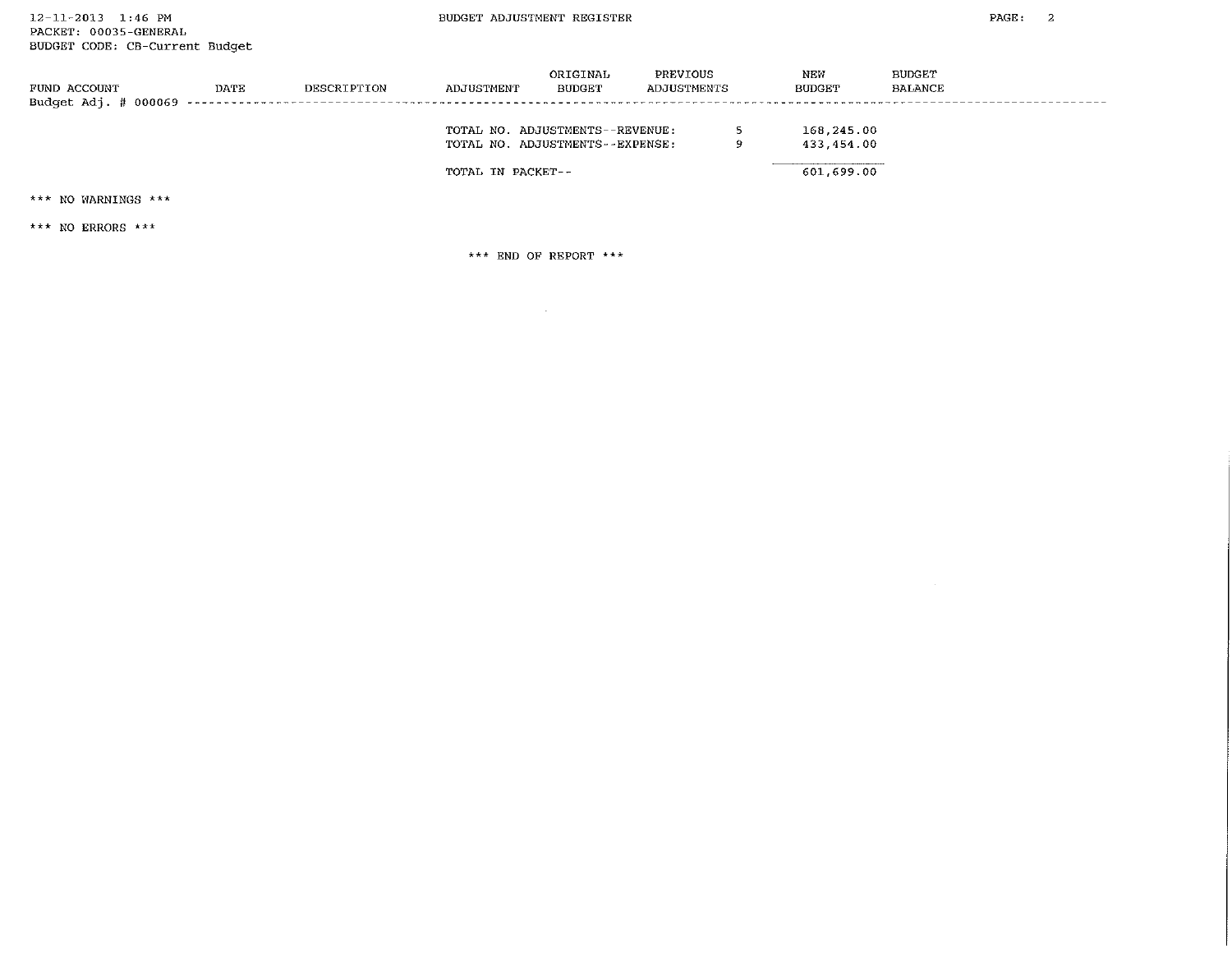12-11-2013 1:46 PM

BUDGET ADJUSTMENT REGISTER

PACKET: 00035-GENERAL

BUDGET CODE: CB-Current Budget

| FUND ACCOUNT | DATE | DESCRIPTION | ADJUSTMENT | ORIGINAL BUDGET | PREVIOUS ADJUSTMENTS | NEW BUDGET | BUDGET BALANCE |
|---|---|---|---|---|---|---|---|
| Budget Adj. # 000069 | | | | | | | |
| | | | TOTAL NO. ADJUSTMENTS--REVENUE: | | 5 | 168,245.00 | |
| | | | TOTAL NO. ADJUSTMENTS--EXPENSE: | | 9 | 433,454.00 | |
| | | | TOTAL IN PACKET-- | | | 601,699.00 | |

*** NO WARNINGS ***

*** NO ERRORS ***

*** END OF REPORT ***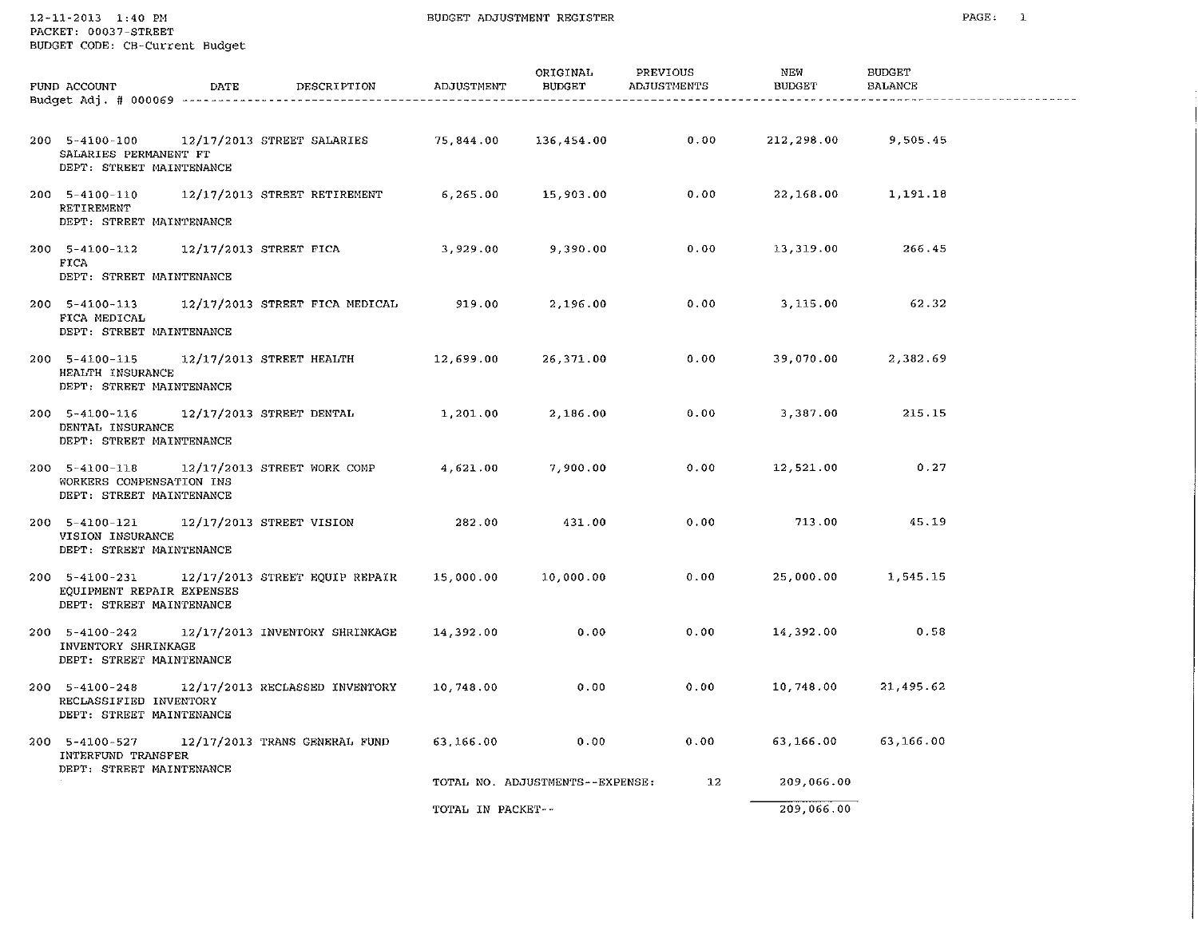12-11-2013 1:40 PM

PACKET: 00037-STREET

BUDGET CODE: CB-Current Budget

BUDGET ADJUSTMENT REGISTER

Budget Adj. # 000069

| FUND ACCOUNT | DATE | DESCRIPTION | ADJUSTMENT | ORIGINAL BUDGET | PREVIOUS ADJUSTMENTS | NEW BUDGET | BUDGET BALANCE |
|---|---|---|---|---|---|---|---|
| 200 5-4100-100 SALARIES PERMANENT FT DEPT: STREET MAINTENANCE | 12/17/2013 | STREET SALARIES | 75,844.00 | 136,454.00 | 0.00 | 212,298.00 | 9,505.45 |
| 200 5-4100-110 RETIREMENT DEPT: STREET MAINTENANCE | 12/17/2013 | STREET RETIREMENT | 6,265.00 | 15,903.00 | 0.00 | 22,168.00 | 1,191.18 |
| 200 5-4100-112 FICA DEPT: STREET MAINTENANCE | 12/17/2013 | STREET FICA | 3,929.00 | 9,390.00 | 0.00 | 13,319.00 | 266.45 |
| 200 5-4100-113 FICA MEDICAL DEPT: STREET MAINTENANCE | 12/17/2013 | STREET FICA MEDICAL | 919.00 | 2,196.00 | 0.00 | 3,115.00 | 62.32 |
| 200 5-4100-115 HEALTH INSURANCE DEPT: STREET MAINTENANCE | 12/17/2013 | STREET HEALTH | 12,699.00 | 26,371.00 | 0.00 | 39,070.00 | 2,382.69 |
| 200 5-4100-116 DENTAL INSURANCE DEPT: STREET MAINTENANCE | 12/17/2013 | STREET DENTAL | 1,201.00 | 2,186.00 | 0.00 | 3,387.00 | 215.15 |
| 200 5-4100-118 WORKERS COMPENSATION INS DEPT: STREET MAINTENANCE | 12/17/2013 | STREET WORK COMP | 4,621.00 | 7,900.00 | 0.00 | 12,521.00 | 0.27 |
| 200 5-4100-121 VISION INSURANCE DEPT: STREET MAINTENANCE | 12/17/2013 | STREET VISION | 282.00 | 431.00 | 0.00 | 713.00 | 45.19 |
| 200 5-4100-231 EQUIPMENT REPAIR EXPENSES DEPT: STREET MAINTENANCE | 12/17/2013 | STREET EQUIP REPAIR | 15,000.00 | 10,000.00 | 0.00 | 25,000.00 | 1,545.15 |
| 200 5-4100-242 INVENTORY SHRINKAGE DEPT: STREET MAINTENANCE | 12/17/2013 | INVENTORY SHRINKAGE | 14,392.00 | 0.00 | 0.00 | 14,392.00 | 0.58 |
| 200 5-4100-248 RECLASSIFIED INVENTORY DEPT: STREET MAINTENANCE | 12/17/2013 | RECLASSED INVENTORY | 10,748.00 | 0.00 | 0.00 | 10,748.00 | 21,495.62 |
| 200 5-4100-527 INTERFUND TRANSFER DEPT: STREET MAINTENANCE | 12/17/2013 | TRANS GENERAL FUND | 63,166.00 | 0.00 | 0.00 | 63,166.00 | 63,166.00 |

TOTAL NO. ADJUSTMENTS--EXPENSE: 12 209,066.00

TOTAL IN PACKET-- 209,066.00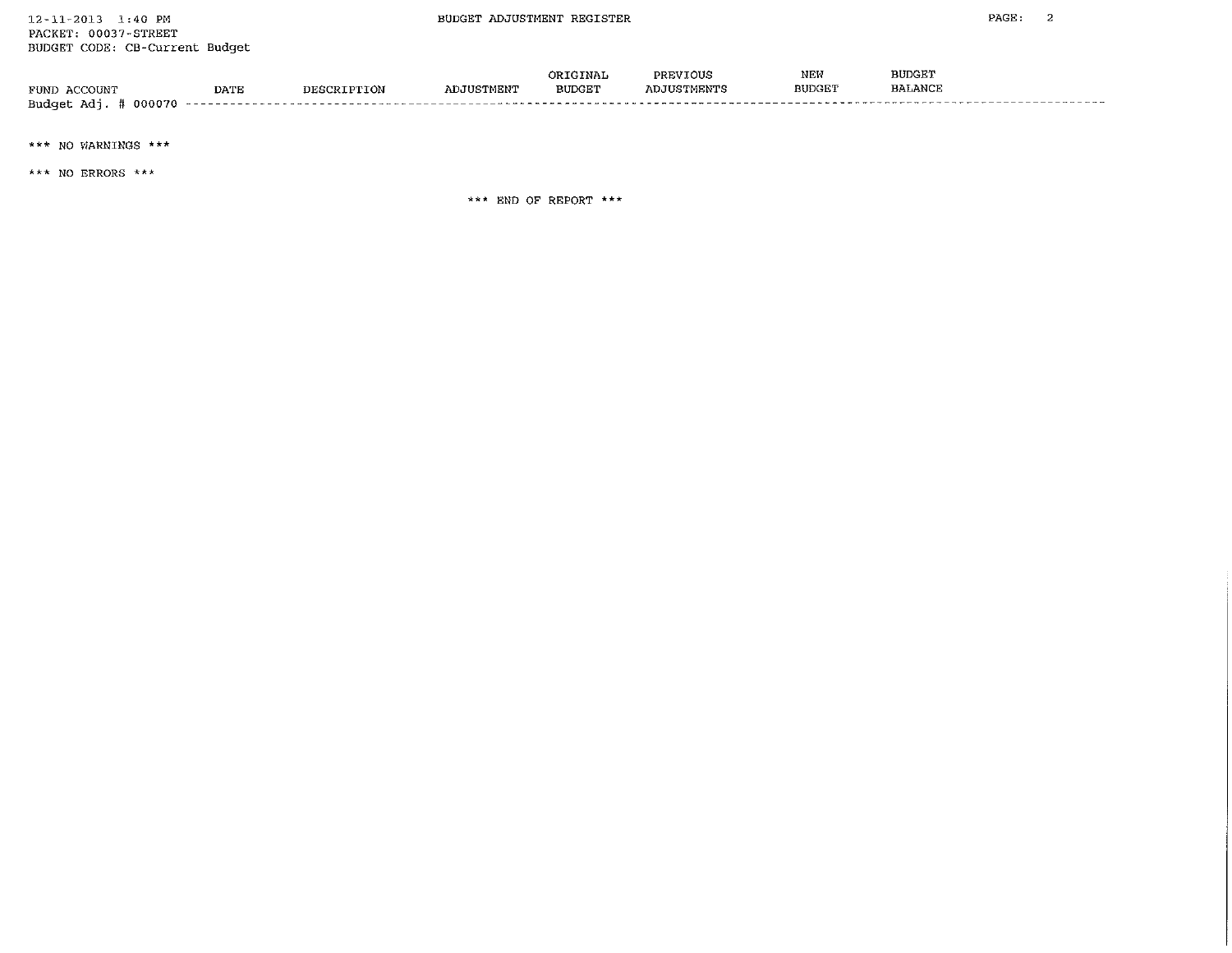12-11-2013 1:40 PM
PACKET: 00037-STREET
BUDGET CODE: CB-Current Budget

BUDGET ADJUSTMENT REGISTER

| FUND ACCOUNT | DATE | DESCRIPTION | ADJUSTMENT | ORIGINAL BUDGET | PREVIOUS ADJUSTMENTS | NEW BUDGET | BUDGET BALANCE |
|---|---|---|---|---|---|---|---|
| Budget Adj. # 000070 | | | | | | | |

*** NO WARNINGS ***

*** NO ERRORS ***

*** END OF REPORT ***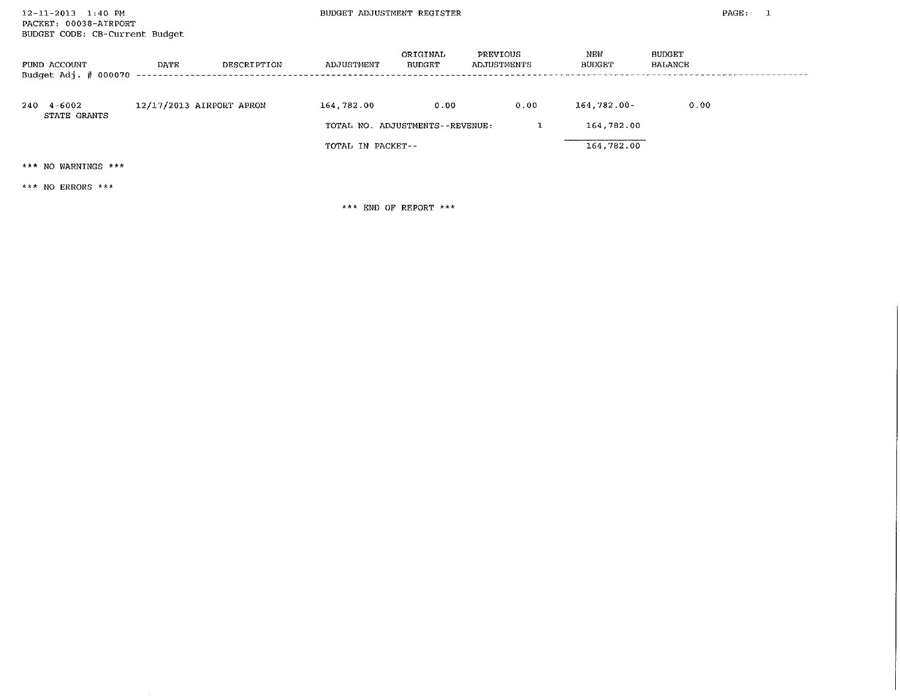12-11-2013 1:40 PM

PACKET: 00038-AIRPORT

BUDGET CODE: CB-Current Budget

# BUDGET ADJUSTMENT REGISTER

| FUND ACCOUNT | DATE | DESCRIPTION | ADJUSTMENT | ORIGINAL BUDGET | PREVIOUS ADJUSTMENTS | NEW BUDGET | BUDGET BALANCE |
|---|---|---|---|---|---|---|---|
| Budget Adj. # 000070 | | | | | | | |
| 240 4-6002 STATE GRANTS | 12/17/2013 | AIRPORT APRON | 164,782.00 | 0.00 | 0.00 | 164,782.00- | 0.00 |
| | | | TOTAL NO. ADJUSTMENTS--REVENUE: | | 1 | 164,782.00 | |
| | | | TOTAL IN PACKET-- | | | 164,782.00 | |

\*\*\* NO WARNINGS \*\*\*

\*\*\* NO ERRORS \*\*\*

\*\*\* END OF REPORT \*\*\*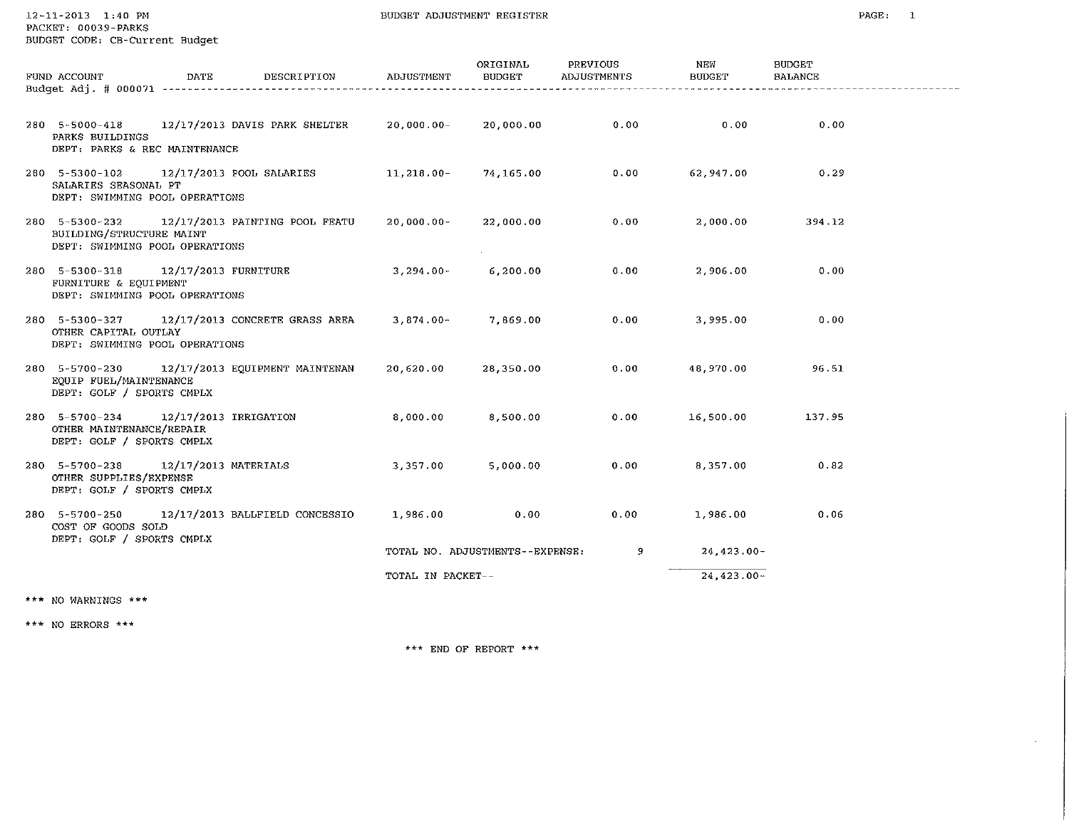12-11-2013 1:40 PM

BUDGET ADJUSTMENT REGISTER

PACKET: 00039-PARKS

BUDGET CODE: CB-Current Budget

Budget Adj. # 000071

| FUND ACCOUNT | DATE | DESCRIPTION | ADJUSTMENT | ORIGINAL BUDGET | PREVIOUS ADJUSTMENTS | NEW BUDGET | BUDGET BALANCE |
|---|---|---|---|---|---|---|---|
| 280 5-5000-418 PARKS BUILDINGS DEPT: PARKS & REC MAINTENANCE | 12/17/2013 | DAVIS PARK SHELTER | 20,000.00- | 20,000.00 | 0.00 | 0.00 | 0.00 |
| 280 5-5300-102 SALARIES SEASONAL PT DEPT: SWIMMING POOL OPERATIONS | 12/17/2013 | POOL SALARIES | 11,218.00- | 74,165.00 | 0.00 | 62,947.00 | 0.29 |
| 280 5-5300-232 BUILDING/STRUCTURE MAINT DEPT: SWIMMING POOL OPERATIONS | 12/17/2013 | PAINTING POOL FEATU | 20,000.00- | 22,000.00 | 0.00 | 2,000.00 | 394.12 |
| 280 5-5300-318 FURNITURE & EQUIPMENT DEPT: SWIMMING POOL OPERATIONS | 12/17/2013 | FURNITURE | 3,294.00- | 6,200.00 | 0.00 | 2,906.00 | 0.00 |
| 280 5-5300-327 OTHER CAPITAL OUTLAY DEPT: SWIMMING POOL OPERATIONS | 12/17/2013 | CONCRETE GRASS AREA | 3,874.00- | 7,869.00 | 0.00 | 3,995.00 | 0.00 |
| 280 5-5700-230 EQUIP FUEL/MAINTENANCE DEPT: GOLF / SPORTS CMPLX | 12/17/2013 | EQUIPMENT MAINTENAN | 20,620.00 | 28,350.00 | 0.00 | 48,970.00 | 96.51 |
| 280 5-5700-234 OTHER MAINTENANCE/REPAIR DEPT: GOLF / SPORTS CMPLX | 12/17/2013 | IRRIGATION | 8,000.00 | 8,500.00 | 0.00 | 16,500.00 | 137.95 |
| 280 5-5700-238 OTHER SUPPLIES/EXPENSE DEPT: GOLF / SPORTS CMPLX | 12/17/2013 | MATERIALS | 3,357.00 | 5,000.00 | 0.00 | 8,357.00 | 0.82 |
| 280 5-5700-250 COST OF GOODS SOLD DEPT: GOLF / SPORTS CMPLX | 12/17/2013 | BALLFIELD CONCESSIO | 1,986.00 | 0.00 | 0.00 | 1,986.00 | 0.06 |

TOTAL NO. ADJUSTMENTS--EXPENSE: 9 — 24,423.00-

TOTAL IN PACKET-- 24,423.00-

*** NO WARNINGS ***

*** NO ERRORS ***

*** END OF REPORT ***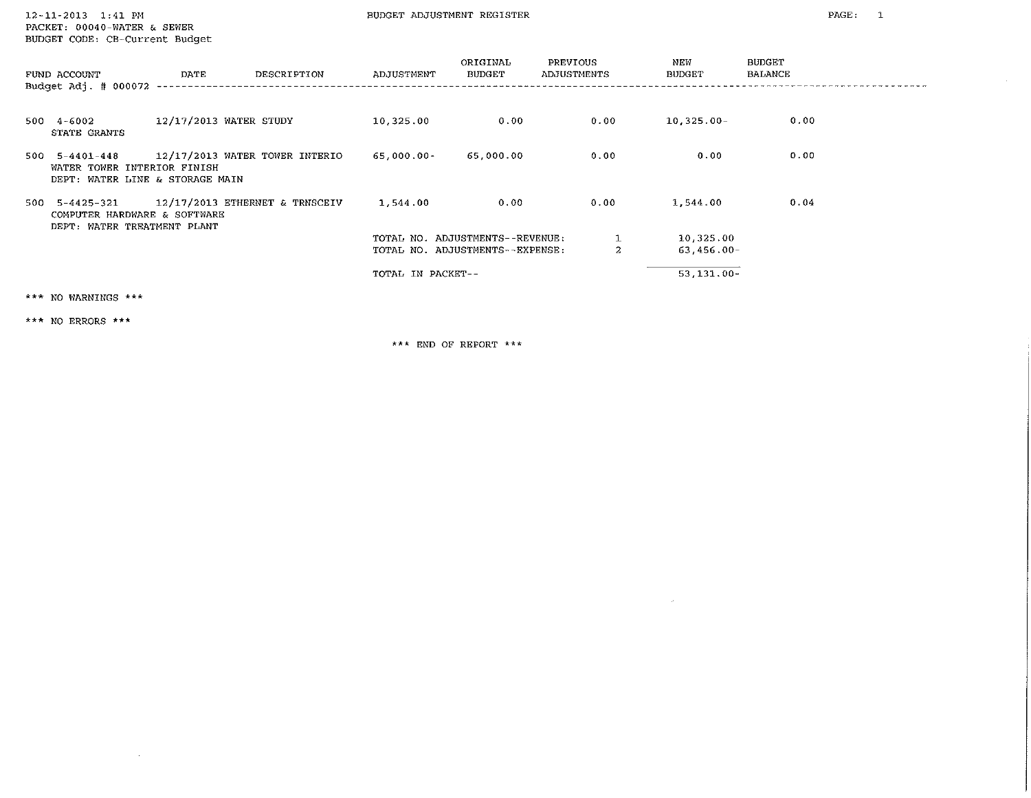12-11-2013 1:41 PM

BUDGET ADJUSTMENT REGISTER

PACKET: 00040-WATER & SEWER

BUDGET CODE: CB-Current Budget

| FUND ACCOUNT | DATE | DESCRIPTION | ADJUSTMENT | ORIGINAL BUDGET | PREVIOUS ADJUSTMENTS | NEW BUDGET | BUDGET BALANCE |
|---|---|---|---|---|---|---|---|
| Budget Adj. # 000072 | | | | | | | |
| 500 4-6002 STATE GRANTS | 12/17/2013 | WATER STUDY | 10,325.00 | 0.00 | 0.00 | 10,325.00- | 0.00 |
| 500 5-4401-448 WATER TOWER INTERIOR FINISH DEPT: WATER LINE & STORAGE MAIN | 12/17/2013 | WATER TOWER INTERIO | 65,000.00- | 65,000.00 | 0.00 | 0.00 | 0.00 |
| 500 5-4425-321 COMPUTER HARDWARE & SOFTWARE DEPT: WATER TREATMENT PLANT | 12/17/2013 | ETHERNET & TRNSCEIV | 1,544.00 | 0.00 | 0.00 | 1,544.00 | 0.04 |
| | | | TOTAL NO. ADJUSTMENTS--REVENUE: | | 1 | 10,325.00 | |
| | | | TOTAL NO. ADJUSTMENTS--EXPENSE: | | 2 | 63,456.00- | |
| | | | TOTAL IN PACKET-- | | | 53,131.00- | |

*** NO WARNINGS ***

*** NO ERRORS ***

*** END OF REPORT ***